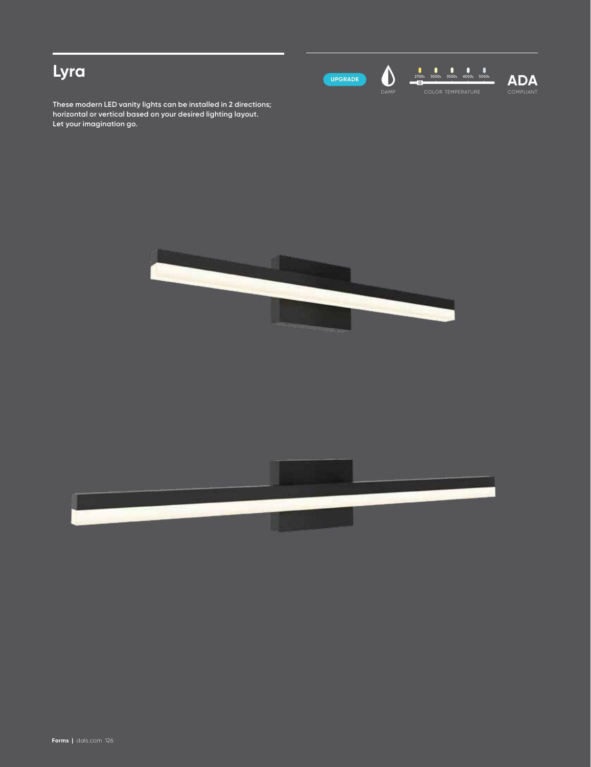# Lyra

UPGRADE

DAMP

2700K 3000K 3500K 4000K 5000K

COLOR TEMPERATURE

ADA

COMPLIANT

**These modern LED vanity lights can be installed in 2 directions; horizontal or vertical based on your desired lighting layout. Let your imagination go.**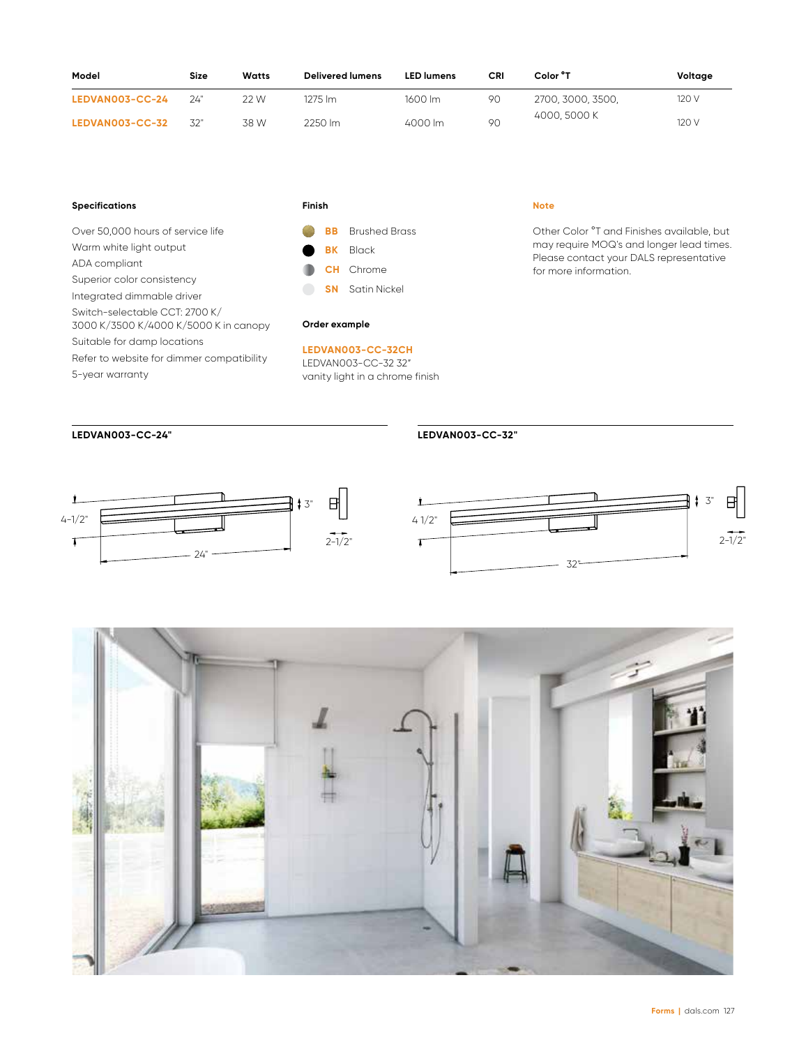| Model | Size | Watts | Delivered lumens | LED lumens | CRI | Color °T | Voltage |
|---|---|---|---|---|---|---|---|
| LEDVAN003-CC-24 | 24" | 22 W | 1275 lm | 1600 lm | 90 | 2700, 3000, 3500, 4000, 5000 K | 120 V |
| LEDVAN003-CC-32 | 32" | 38 W | 2250 lm | 4000 lm | 90 | | 120 V |

### Specifications

Over 50,000 hours of service life
Warm white light output
ADA compliant
Superior color consistency
Integrated dimmable driver
Switch-selectable CCT: 2700 K/ 3000 K/3500 K/4000 K/5000 K in canopy
Suitable for damp locations
Refer to website for dimmer compatibility
5-year warranty

### Finish

- **BB** Brushed Brass
- **BK** Black
- **CH** Chrome
- **SN** Satin Nickel

### Order example

**LEDVAN003-CC-32CH**
LEDVAN003-CC-32 32" vanity light in a chrome finish

### Note

Other Color °T and Finishes available, but may require MOQ's and longer lead times. Please contact your DALS representative for more information.

### LEDVAN003-CC-24"

4-1/2"
3"
2-1/2"
24"

### LEDVAN003-CC-32"

4 1/2"
3"
2-1/2"
32"